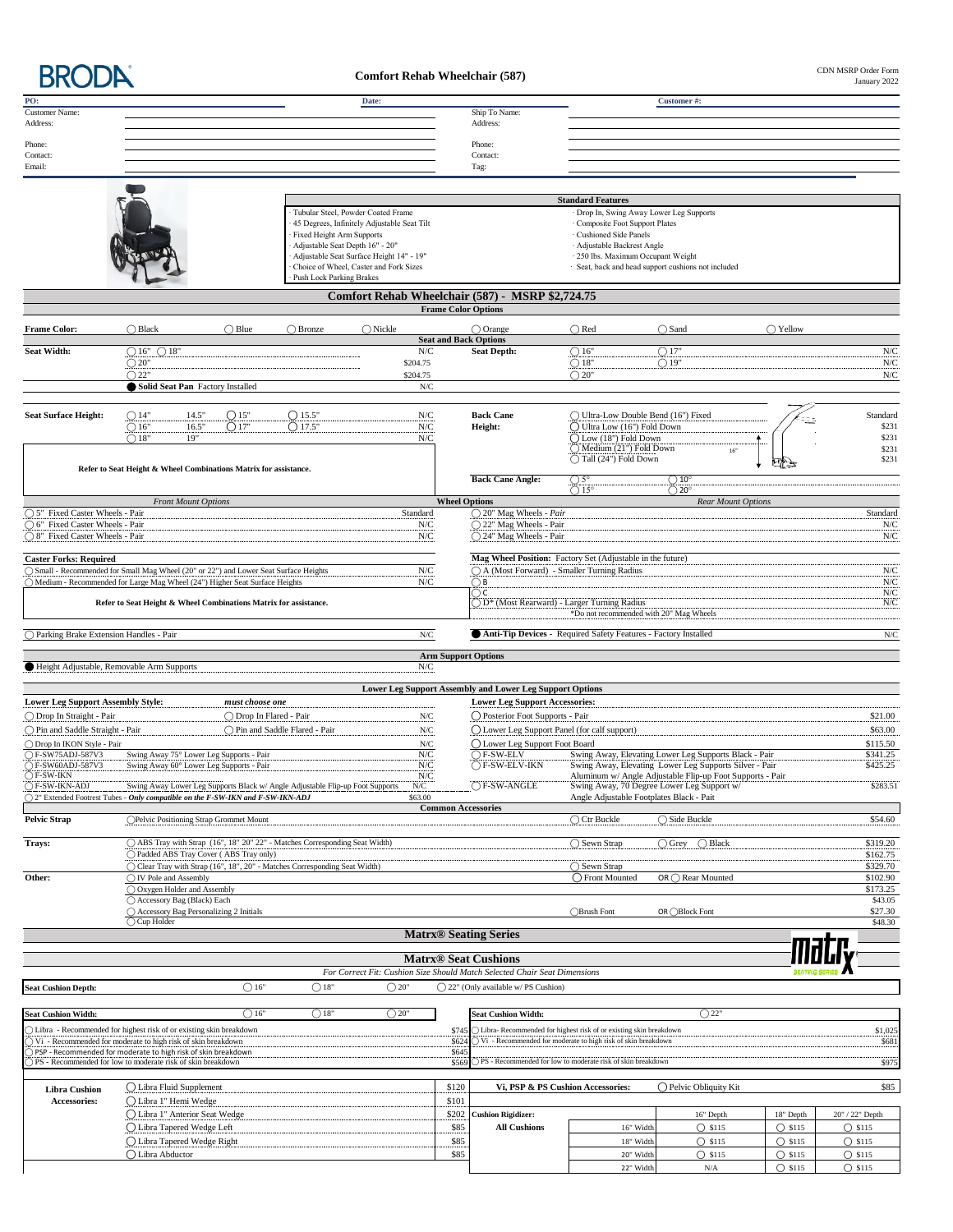BRODA

# Comfort Rehab Wheelchair (587)

CDN MSRP Order Form
January 2022

| PO: | | Date: | | Customer #: |
|---|---|---|---|---|
| Customer Name: | | | Ship To Name: | |
| Address: | | | Address: | |
| Phone: | | | Phone: | |
| Contact: | | | Contact: | |
| Email: | | | Tag: | |

## Standard Features

- Tubular Steel, Powder Coated Frame
- 45 Degrees, Infinitely Adjustable Seat Tilt
- Fixed Height Arm Supports
- Adjustable Seat Depth 16" - 20"
- Adjustable Seat Surface Height 14" - 19"
- Choice of Wheel, Caster and Fork Sizes
- Push Lock Parking Brakes
- Drop In, Swing Away Lower Leg Supports
- Composite Foot Support Plates
- Cushioned Side Panels
- Adjustable Backrest Angle
- 250 lbs. Maximum Occupant Weight
- Seat, back and head support cushions not included

## Comfort Rehab Wheelchair (587) - MSRP $2,724.75

### Frame Color Options

**Frame Color:** ◯ Black ◯ Blue ◯ Bronze ◯ Nickle ◯ Orange ◯ Red ◯ Sand ◯ Yellow

### Seat and Back Options

| Seat Width: | | | Seat Depth: | | |
|---|---|---|---|---|---|
| | ◯ 16" ◯ 18" | N/C | | ◯ 16" ◯ 17" | N/C |
| | ◯ 20" | $204.75 | | ◯ 18" ◯ 19" | N/C |
| | ◯ 22" | $204.75 | | ◯ 20" | N/C |
| | ● Solid Seat Pan Factory Installed | N/C | | | |

| Seat Surface Height: | | | Back Cane Height: | | |
|---|---|---|---|---|---|
| | ◯ 14" 14.5" ◯ 15" ◯ 15.5" | N/C | | ◯ Ultra-Low Double Bend (16") Fixed | Standard |
| | ◯ 16" 16.5" ◯ 17" ◯ 17.5" | N/C | | ◯ Ultra Low (16") Fold Down | $231 |
| | ◯ 18" 19" | N/C | | ◯ Low (18") Fold Down | $231 |
| | | | | ◯ Medium (21") Fold Down | $231 |
| | | | | ◯ Tall (24") Fold Down | $231 |

Refer to Seat Height & Wheel Combinations Matrix for assistance.

**Back Cane Angle:** ◯ 5° ◯ 10° ◯ 15° ◯ 20°

### Wheel Options

| Front Mount Options | | Rear Mount Options | |
|---|---|---|---|
| ◯ 5" Fixed Caster Wheels - Pair | Standard | ◯ 20" Mag Wheels - *Pair* | Standard |
| ◯ 6" Fixed Caster Wheels - Pair | N/C | ◯ 22" Mag Wheels - Pair | N/C |
| ◯ 8" Fixed Caster Wheels - Pair | N/C | ◯ 24" Mag Wheels - Pair | N/C |

| Caster Forks: Required | | Mag Wheel Position: Factory Set (Adjustable in the future) | |
|---|---|---|---|
| ◯ Small - Recommended for Small Mag Wheel (20" or 22") and Lower Seat Surface Heights | N/C | ◯ A (Most Forward) - Smaller Turning Radius | N/C |
| ◯ Medium - Recommended for Large Mag Wheel (24") Higher Seat Surface Heights | N/C | ◯ B | N/C |
| | | ◯ C | N/C |
| Refer to Seat Height & Wheel Combinations Matrix for assistance. | | ◯ D* (Most Rearward) - Larger Turning Radius *Do not recommended with 20" Mag Wheels | N/C |

| ◯ Parking Brake Extension Handles - Pair | N/C | ● Anti-Tip Devices - Required Safety Features - Factory Installed | N/C |
|---|---|---|---|

### Arm Support Options

| ● Height Adjustable, Removable Arm Supports | N/C |
|---|---|

### Lower Leg Support Assembly and Lower Leg Support Options

| Lower Leg Support Assembly Style: *must choose one* | | | Lower Leg Support Accessories: | | |
|---|---|---|---|---|---|
| ◯ Drop In Straight - Pair | ◯ Drop In Flared - Pair | N/C | ◯ Posterior Foot Supports - Pair | | $21.00 |
| ◯ Pin and Saddle Straight - Pair | ◯ Pin and Saddle Flared - Pair | N/C | ◯ Lower Leg Support Panel (for calf support) | | $63.00 |
| ◯ Drop In IKON Style - Pair | | N/C | ◯ Lower Leg Support Foot Board | | $115.50 |
| ◯ F-SW75ADJ-587V3 | Swing Away 75° Lower Leg Supports - Pair | N/C | ◯ F-SW-ELV | Swing Away, Elevating Lower Leg Supports Black - Pair | $341.25 |
| ◯ F-SW60ADJ-587V3 | Swing Away 60° Lower Leg Supports - Pair | N/C | ◯ F-SW-ELV-IKN | Swing Away, Elevating Lower Leg Supports Silver - Pair | $425.25 |
| ◯ F-SW-IKN | | N/C | | Aluminum w/ Angle Adjustable Flip-up Foot Supports - Pair | |
| ◯ F-SW-IKN-ADJ | Swing Away Lower Leg Supports Black w/ Angle Adjustable Flip-up Foot Supports | N/C | ◯ F-SW-ANGLE | Swing Away, 70 Degree Lower Leg Support w/ Angle Adjustable Footplates Black - Pait | $283.51 |
| ◯ 2" Extended Footrest Tubes - *Only compatible on the F-SW-IKN and F-SW-IKN-ADJ* | | $63.00 | | | |

### Common Accessories

| | | | |
|---|---|---|---|
| **Pelvic Strap** | ◯ Pelvic Positioning Strap Grommet Mount | ◯ Ctr Buckle ◯ Side Buckle | $54.60 |
| **Trays:** | ◯ ABS Tray with Strap (16", 18" 20" 22" - Matches Corresponding Seat Width) | ◯ Sewn Strap ◯ Grey ◯ Black | $319.20 |
| | ◯ Padded ABS Tray Cover ( ABS Tray only) | | $162.75 |
| | ◯ Clear Tray with Strap (16", 18", 20" - Matches Corresponding Seat Width) | ◯ Sewn Strap | $329.70 |
| **Other:** | ◯ IV Pole and Assembly | ◯ Front Mounted OR ◯ Rear Mounted | $102.90 |
| | ◯ Oxygen Holder and Assembly | | $173.25 |
| | ◯ Accessory Bag (Black) Each | | $43.05 |
| | ◯ Accessory Bag Personalizing 2 Initials | ◯ Brush Font OR ◯ Block Font | $27.30 |
| | ◯ Cup Holder | | $48.30 |

## Matrx® Seating Series

### Matrx® Seat Cushions

*For Correct Fit: Cushion Size Should Match Selected Chair Seat Dimensions*

**Seat Cushion Depth:** ◯ 16" ◯ 18" ◯ 20" ◯ 22" (Only available w/ PS Cushion)

| Seat Cushion Width: ◯ 16" ◯ 18" ◯ 20" | | Seat Cushion Width: ◯ 22" | |
|---|---|---|---|
| ◯ Libra - Recommended for highest risk of or existing skin breakdown | $745 | ◯ Libra- Recommended for highest risk of or existing skin breakdown | $1,025 |
| ◯ Vi - Recommended for moderate to high risk of skin breakdown | $624 | ◯ Vi - Recommended for moderate to high risk of skin breakdown | $681 |
| ◯ PSP - Recommended for moderate to high risk of skin breakdown | $645 | | |
| ◯ PS - Recommended for low to moderate risk of skin breakdown | $569 | ◯ PS - Recommended for low to moderate risk of skin breakdown | $975 |

| Libra Cushion Accessories: | | |
|---|---|---|
| | ◯ Libra Fluid Supplement | $120 |
| | ◯ Libra 1" Hemi Wedge | $101 |
| | ◯ Libra 1" Anterior Seat Wedge | $202 |
| | ◯ Libra Tapered Wedge Left | $85 |
| | ◯ Libra Tapered Wedge Right | $85 |
| | ◯ Libra Abductor | $85 |

**Vi, PSP & PS Cushion Accessories:** ◯ Pelvic Obliquity Kit $85

| Cushion Rigidizer: All Cushions | 16" Depth | 18" Depth | 20" / 22" Depth |
|---|---|---|---|
| 16" Width | ◯ $115 | ◯ $115 | ◯ $115 |
| 18" Width | ◯ $115 | ◯ $115 | ◯ $115 |
| 20" Width | ◯ $115 | ◯ $115 | ◯ $115 |
| 22" Width | N/A | ◯ $115 | ◯ $115 |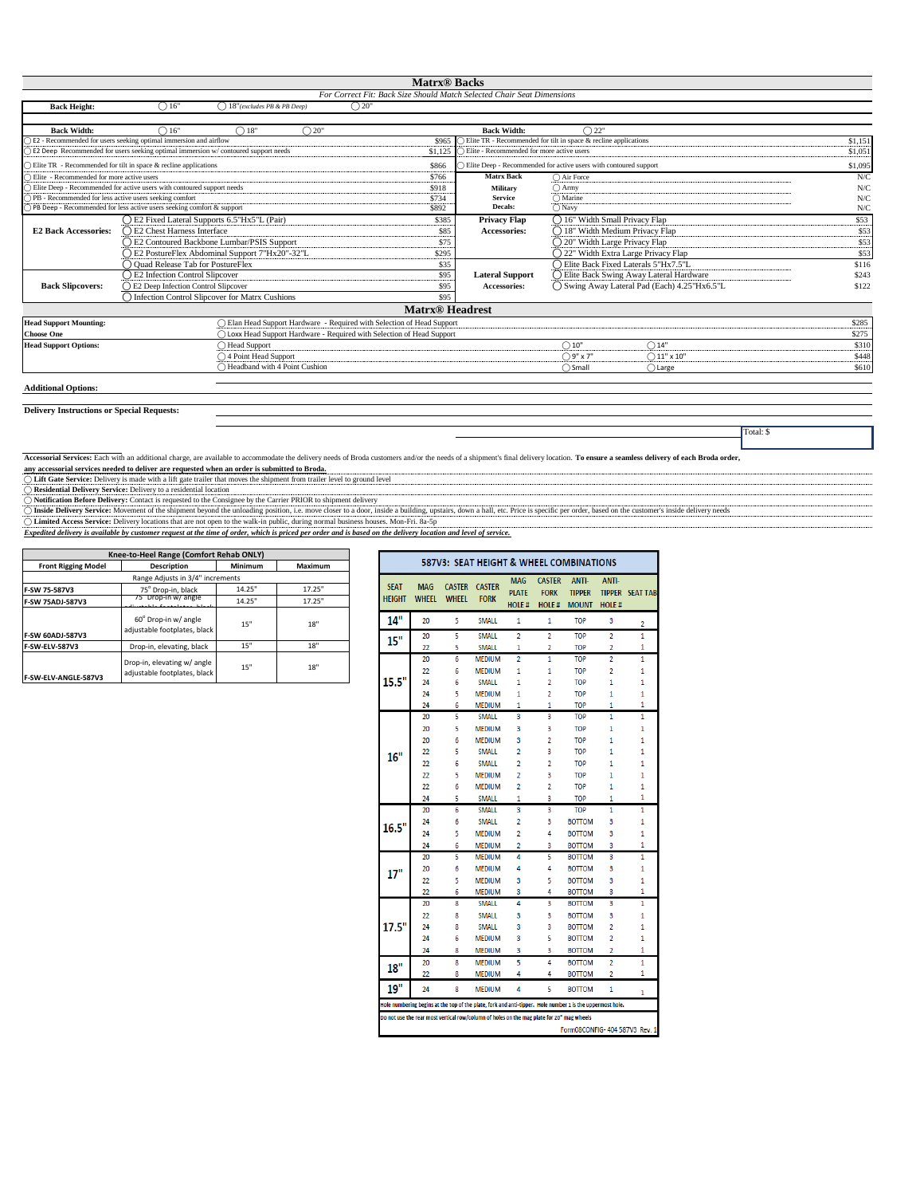## Matrx® Backs

*For Correct Fit: Back Size Should Match Selected Chair Seat Dimensions*

**Back Height:** ◯ 16" ◯ 18" *(excludes PB & PB Deep)* ◯ 20"

| **Back Width:** ◯ 16" ◯ 18" ◯ 20" | | **Back Width:** ◯ 22" | |
|---|---|---|---|
| ◯ E2 - Recommended for users seeking optimal immersion and airflow | $965 | ◯ Elite TR - Recommended for tilt in space & recline applications | $1,151 |
| ◯ E2 Deep Recommended for users seeking optimal immersion w/ contoured support needs | $1,125 | ◯ Elite - Recommended for more active users | $1,051 |
| ◯ Elite TR - Recommended for tilt in space & recline applications | $866 | ◯ Elite Deep - Recommended for active users with contoured support | $1,095 |
| ◯ Elite - Recommended for more active users | $766 | **Matrx Back Military Service Decals:** ◯ Air Force | N/C |
| ◯ Elite Deep - Recommended for active users with contoured support needs | $918 | ◯ Army | N/C |
| ◯ PB - Recommended for less active users seeking comfort | $734 | ◯ Marine | N/C |
| ◯ PB Deep - Recommended for less active users seeking comfort & support | $892 | ◯ Navy | N/C |

| | | | | | |
|---|---|---|---|---|---|
| **E2 Back Accessories:** | ◯ E2 Fixed Lateral Supports 6.5"Hx5"L (Pair) | $385 | **Privacy Flap Accessories:** | ◯ 16" Width Small Privacy Flap | $53 |
| | ◯ E2 Chest Harness Interface | $85 | | ◯ 18" Width Medium Privacy Flap | $53 |
| | ◯ E2 Contoured Backbone Lumbar/PSIS Support | $75 | | ◯ 20" Width Large Privacy Flap | $53 |
| | ◯ E2 PostureFlex Abdominal Support 7"Hx20"-32"L | $295 | | ◯ 22" Width Extra Large Privacy Flap | $53 |
| | ◯ Quad Release Tab for PostureFlex | $35 | **Lateral Support Accessories:** | ◯ Elite Back Fixed Laterals 5"Hx7.5"L | $116 |
| **Back Slipcovers:** | ◯ E2 Infection Control Slipcover | $95 | | ◯ Elite Back Swing Away Lateral Hardware | $243 |
| | ◯ E2 Deep Infection Control Slipcover | $95 | | ◯ Swing Away Lateral Pad (Each) 4.25"Hx6.5"L | $122 |
| | ◯ Infection Control Slipcover for Matrx Cushions | $95 | | | |

## Matrx® Headrest

| | | | | |
|---|---|---|---|---|
| **Head Support Mounting:** | ◯ Elan Head Support Hardware - Required with Selection of Head Support | | | $285 |
| **Choose One** | ◯ Loxx Head Support Hardware - Required with Selection of Head Support | | | $275 |
| **Head Support Options:** | ◯ Head Support | ◯ 10" | ◯ 14" | $310 |
| | ◯ 4 Point Head Support | ◯ 9" x 7" | ◯ 11" x 10" | $448 |
| | ◯ Headband with 4 Point Cushion | ◯ Small | ◯ Large | $610 |

**Additional Options:**

**Delivery Instructions or Special Requests:**

Total: $

**Accessorial Services:** Each with an additional charge, are available to accommodate the delivery needs of Broda customers and/or the needs of a shipment's final delivery location. **To ensure a seamless delivery of each Broda order, any accessorial services needed to deliver are requested when an order is submitted to Broda.**

◯ **Lift Gate Service:** Delivery is made with a lift gate trailer that moves the shipment from trailer level to ground level
◯ **Residential Delivery Service:** Delivery to a residential location
◯ **Notification Before Delivery:** Contact is requested to the Consignee by the Carrier PRIOR to shipment delivery
◯ **Inside Delivery Service:** Movement of the shipment beyond the unloading position, i.e. move closer to a door, inside a building, upstairs, down a hall, etc. Price is specific per order, based on the customer's inside delivery needs
◯ **Limited Access Service:** Delivery locations that are not open to the walk-in public, during normal business houses. Mon-Fri. 8a-5p

***Expedited delivery is available by customer request at the time of order, which is priced per order and is based on the delivery location and level of service.***

**Knee-to-Heel Range (Comfort Rehab ONLY)**

| Front Rigging Model | Description | Minimum | Maximum |
|---|---|---|---|
| | Range Adjusts in 3/4" increments | | |
| F-SW 75-587V3 | 75° Drop-in, black | 14.25" | 17.25" |
| F-SW 75ADJ-587V3 | 75° Drop-in w/ angle adjustable footplates, black | 14.25" | 17.25" |
| F-SW 60ADJ-587V3 | 60° Drop-in w/ angle adjustable footplates, black | 15" | 18" |
| F-SW-ELV-587V3 | Drop-in, elevating, black | 15" | 18" |
| F-SW-ELV-ANGLE-587V3 | Drop-in, elevating w/ angle adjustable footplates, black | 15" | 18" |

**587V3: SEAT HEIGHT & WHEEL COMBINATIONS**

| SEAT HEIGHT | MAG WHEEL | CASTER WHEEL | CASTER FORK | MAG PLATE HOLE # | CASTER FORK HOLE # | ANTI-TIPPER MOUNT | ANTI-TIPPER HOLE # | SEAT TAB |
|---|---|---|---|---|---|---|---|---|
| 14" | 20 | 5 | SMALL | 1 | 1 | TOP | 3 | 2 |
| 15" | 20 | 5 | SMALL | 2 | 2 | TOP | 2 | 1 |
| | 22 | 5 | SMALL | 1 | 2 | TOP | 2 | 1 |
| 15.5" | 20 | 6 | MEDIUM | 2 | 1 | TOP | 2 | 1 |
| | 22 | 6 | MEDIUM | 1 | 1 | TOP | 2 | 1 |
| | 24 | 6 | SMALL | 1 | 2 | TOP | 1 | 1 |
| | 24 | 5 | MEDIUM | 1 | 2 | TOP | 1 | 1 |
| | 24 | 6 | MEDIUM | 1 | 1 | TOP | 1 | 1 |
| 16" | 20 | 5 | SMALL | 3 | 3 | TOP | 1 | 1 |
| | 20 | 5 | MEDIUM | 3 | 3 | TOP | 1 | 1 |
| | 20 | 6 | MEDIUM | 3 | 2 | TOP | 1 | 1 |
| | 22 | 5 | SMALL | 2 | 3 | TOP | 1 | 1 |
| | 22 | 6 | SMALL | 2 | 2 | TOP | 1 | 1 |
| | 22 | 5 | MEDIUM | 2 | 3 | TOP | 1 | 1 |
| | 22 | 6 | MEDIUM | 2 | 2 | TOP | 1 | 1 |
| | 24 | 5 | SMALL | 1 | 3 | TOP | 1 | 1 |
| 16.5" | 20 | 6 | SMALL | 3 | 3 | TOP | 1 | 1 |
| | 24 | 6 | SMALL | 2 | 3 | BOTTOM | 3 | 1 |
| | 24 | 5 | MEDIUM | 2 | 4 | BOTTOM | 3 | 1 |
| | 24 | 6 | MEDIUM | 2 | 3 | BOTTOM | 3 | 1 |
| 17" | 20 | 5 | MEDIUM | 4 | 5 | BOTTOM | 3 | 1 |
| | 20 | 6 | MEDIUM | 4 | 4 | BOTTOM | 3 | 1 |
| | 22 | 5 | MEDIUM | 3 | 5 | BOTTOM | 3 | 1 |
| | 22 | 6 | MEDIUM | 3 | 4 | BOTTOM | 3 | 1 |
| 17.5" | 20 | 8 | SMALL | 4 | 3 | BOTTOM | 3 | 1 |
| | 22 | 8 | SMALL | 3 | 3 | BOTTOM | 3 | 1 |
| | 24 | 8 | SMALL | 3 | 3 | BOTTOM | 2 | 1 |
| | 24 | 6 | MEDIUM | 3 | 5 | BOTTOM | 2 | 1 |
| | 24 | 8 | MEDIUM | 3 | 3 | BOTTOM | 2 | 1 |
| 18" | 20 | 8 | MEDIUM | 5 | 4 | BOTTOM | 2 | 1 |
| | 22 | 8 | MEDIUM | 4 | 4 | BOTTOM | 2 | 1 |
| 19" | 24 | 8 | MEDIUM | 4 | 5 | BOTTOM | 1 | 1 |

Hole numbering begins at the top of the plate, fork and anti-tipper. Hole number 1 is the uppermost hole.

Do not use the rear most vertical row/column of holes on the mag plate for 20" mag wheels

Form08CONFIG- 404 587V3 Rev. 1